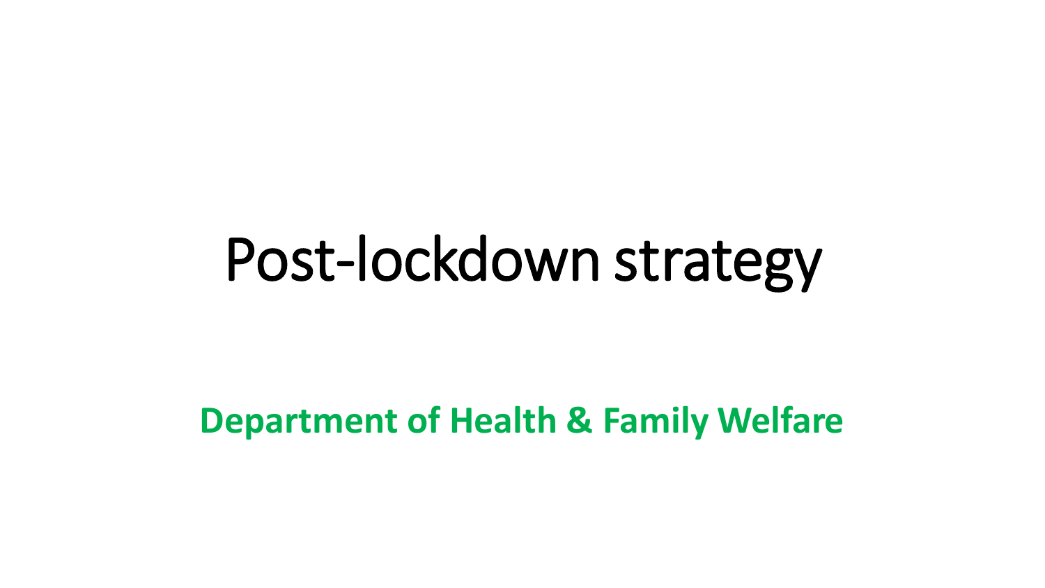# Post-lockdown strategy

**Department of Health & Family Welfare**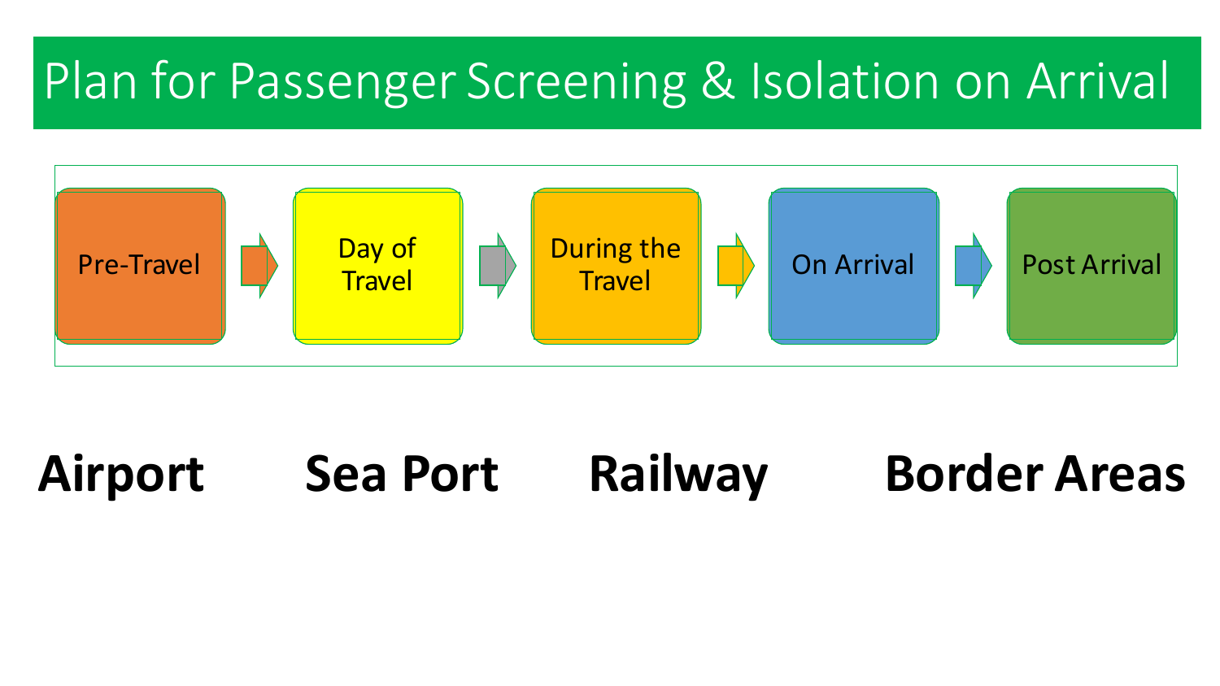# Plan for Passenger Screening & Isolation on Arrival

Pre-Travel → Day of Travel → During the Travel → On Arrival → Post Arrival

**Airport** **Sea Port** **Railway** **Border Areas**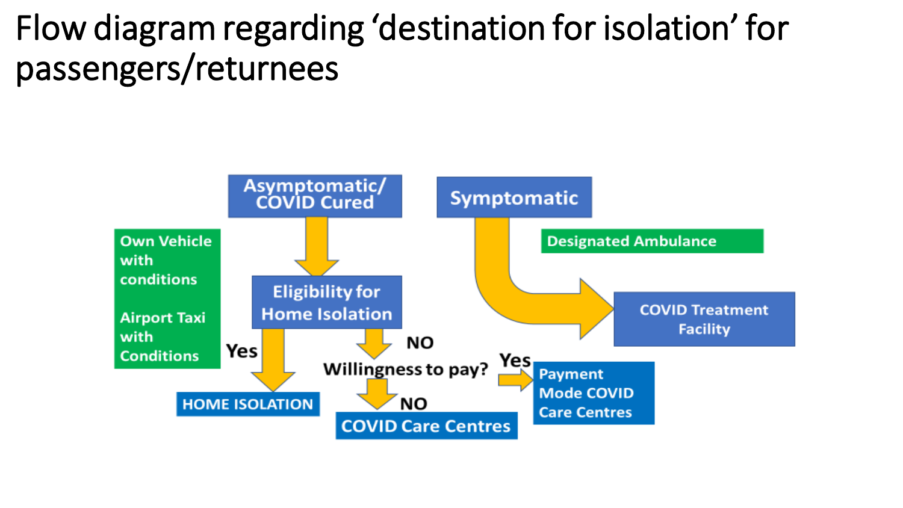# Flow diagram regarding 'destination for isolation' for passengers/returnees

Asymptomatic/ COVID Cured

Symptomatic

Own Vehicle with conditions

Airport Taxi with Conditions

Designated Ambulance

Eligibility for Home Isolation

COVID Treatment Facility

Yes

NO

Willingness to pay?

Yes

HOME ISOLATION

NO

Payment Mode COVID Care Centres

COVID Care Centres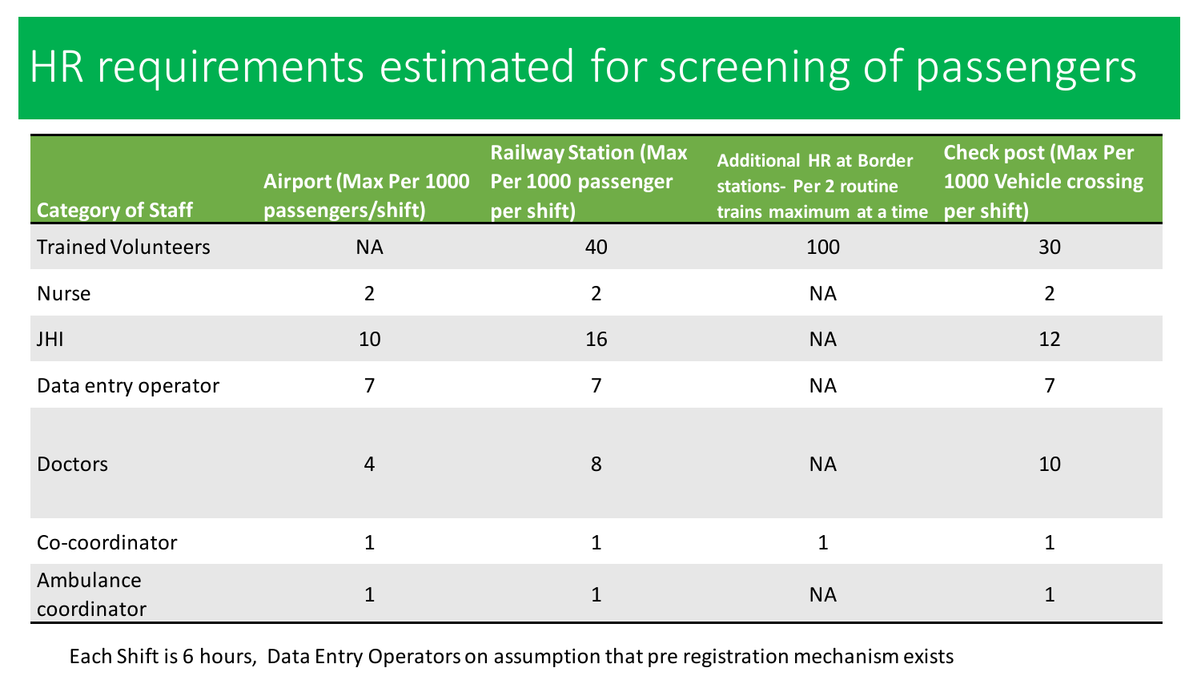# HR requirements estimated for screening of passengers

| Category of Staff | Airport (Max Per 1000 passengers/shift) | Railway Station (Max Per 1000 passenger per shift) | Additional HR at Border stations- Per 2 routine trains maximum at a time | Check post (Max Per 1000 Vehicle crossing per shift) |
|---|---|---|---|---|
| Trained Volunteers | NA | 40 | 100 | 30 |
| Nurse | 2 | 2 | NA | 2 |
| JHI | 10 | 16 | NA | 12 |
| Data entry operator | 7 | 7 | NA | 7 |
| Doctors | 4 | 8 | NA | 10 |
| Co-coordinator | 1 | 1 | 1 | 1 |
| Ambulance coordinator | 1 | 1 | NA | 1 |

Each Shift is 6 hours, Data Entry Operators on assumption that pre registration mechanism exists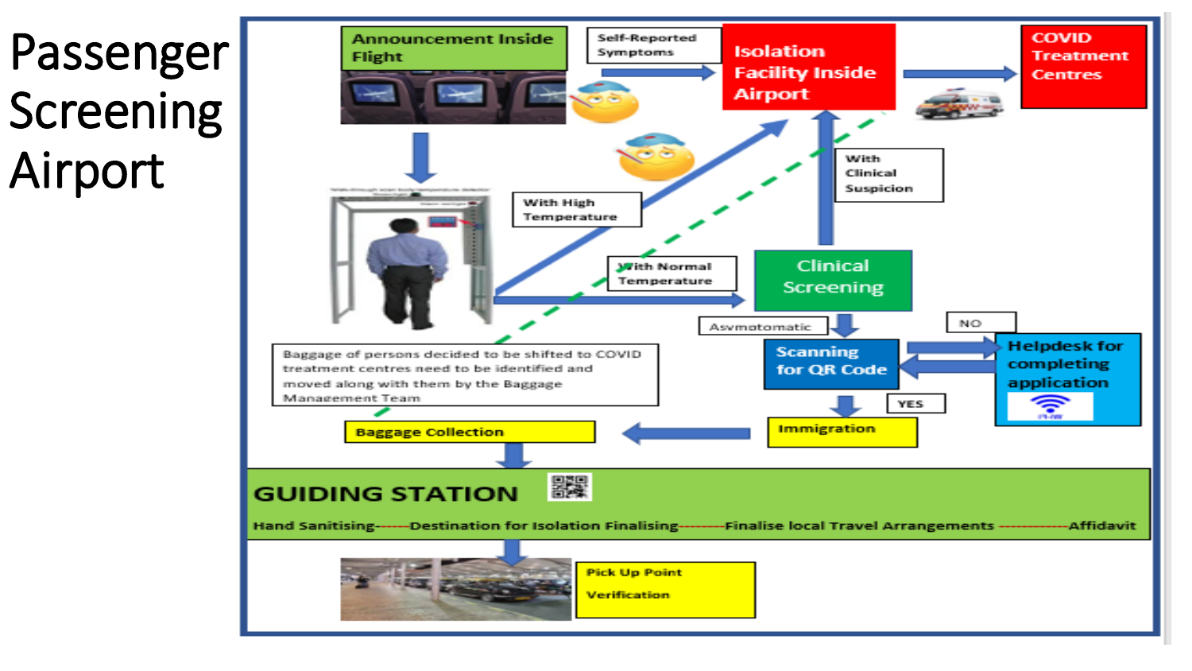# Passenger Screening Airport

Announcement Inside Flight

Self-Reported Symptoms

Isolation Facility Inside Airport

COVID Treatment Centres

With High Temperature

With Clinical Suspicion

With Normal Temperature

Clinical Screening

Asymptomatic

NO

Scanning for QR Code

Helpdesk for completing application

YES

Baggage of persons decided to be shifted to COVID treatment centres need to be identified and moved along with them by the Baggage Management Team

Baggage Collection

Immigration

GUIDING STATION

Hand Sanitising------Destination for Isolation Finalising--------Finalise local Travel Arrangements ------------Affidavit

Pick Up Point

Verification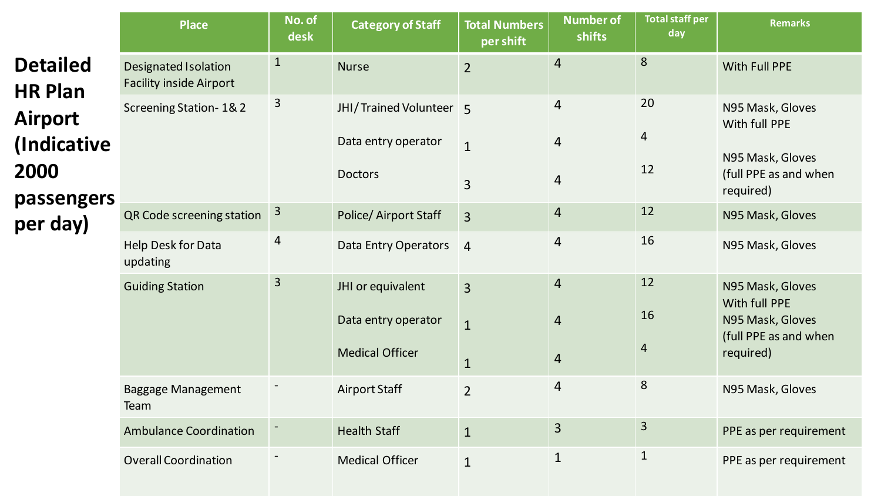# Detailed HR Plan Airport (Indicative 2000 passengers per day)

| Place | No. of desk | Category of Staff | Total Numbers per shift | Number of shifts | Total staff per day | Remarks |
|---|---|---|---|---|---|---|
| Designated Isolation Facility inside Airport | 1 | Nurse | 2 | 4 | 8 | With Full PPE |
| Screening Station- 1& 2 | 3 | JHI/ Trained Volunteer | 5 | 4 | 20 | N95 Mask, Gloves |
| | | Data entry operator | 1 | 4 | 4 | With full PPE |
| | | Doctors | 3 | 4 | 12 | N95 Mask, Gloves (full PPE as and when required) |
| QR Code screening station | 3 | Police/ Airport Staff | 3 | 4 | 12 | N95 Mask, Gloves |
| Help Desk for Data updating | 4 | Data Entry Operators | 4 | 4 | 16 | N95 Mask, Gloves |
| Guiding Station | 3 | JHI or equivalent | 3 | 4 | 12 | N95 Mask, Gloves |
| | | Data entry operator | 1 | 4 | 16 | With full PPE |
| | | Medical Officer | 1 | 4 | 4 | N95 Mask, Gloves (full PPE as and when required) |
| Baggage Management Team | - | Airport Staff | 2 | 4 | 8 | N95 Mask, Gloves |
| Ambulance Coordination | - | Health Staff | 1 | 3 | 3 | PPE as per requirement |
| Overall Coordination | - | Medical Officer | 1 | 1 | 1 | PPE as per requirement |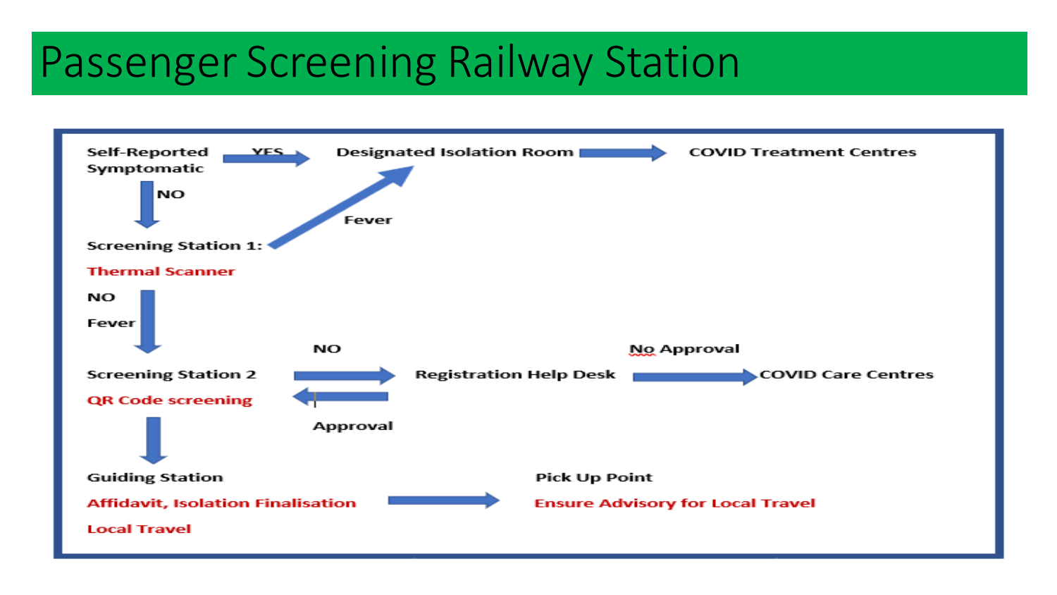# Passenger Screening Railway Station

Self-Reported Symptomatic

YES

Designated Isolation Room

COVID Treatment Centres

NO

Fever

Screening Station 1:

Thermal Scanner

NO

Fever

NO

No Approval

Screening Station 2

QR Code screening

Registration Help Desk

COVID Care Centres

Approval

Guiding Station

Affidavit, Isolation Finalisation

Local Travel

Pick Up Point

Ensure Advisory for Local Travel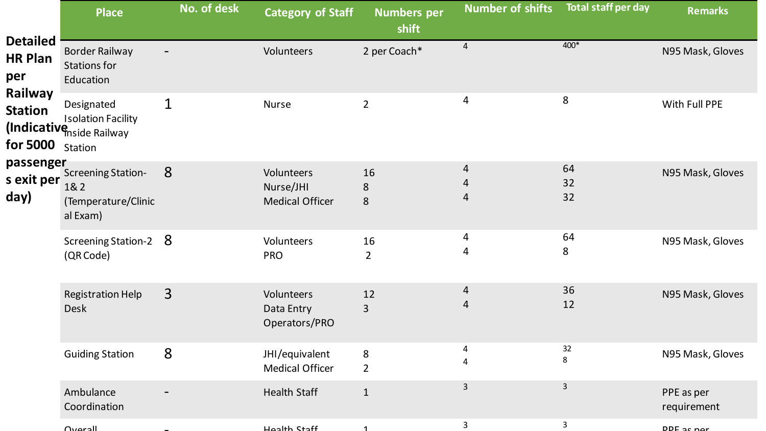**Detailed HR Plan per Railway Station (Indicative for 5000 passengers exit per day)**

| Place | No. of desk | Category of Staff | Numbers per shift | Number of shifts | Total staff per day | Remarks |
|---|---|---|---|---|---|---|
| Border Railway Stations for Education | - | Volunteers | 2 per Coach* | 4 | 400* | N95 Mask, Gloves |
| Designated Isolation Facility inside Railway Station | 1 | Nurse | 2 | 4 | 8 | With Full PPE |
| Screening Station-1& 2 (Temperature/Clinical Exam) | 8 | Volunteers<br>Nurse/JHI<br>Medical Officer | 16<br>8<br>8 | 4<br>4<br>4 | 64<br>32<br>32 | N95 Mask, Gloves |
| Screening Station-2 (QR Code) | 8 | Volunteers<br>PRO | 16<br>2 | 4<br>4 | 64<br>8 | N95 Mask, Gloves |
| Registration Help Desk | 3 | Volunteers<br>Data Entry Operators/PRO | 12<br>3 | 4<br>4 | 36<br>12 | N95 Mask, Gloves |
| Guiding Station | 8 | JHI/equivalent<br>Medical Officer | 8<br>2 | 4<br>4 | 32<br>8 | N95 Mask, Gloves |
| Ambulance Coordination | - | Health Staff | 1 | 3 | 3 | PPE as per requirement |
| Overall | - | Health Staff | 1 | 3 | 3 | PPE as per |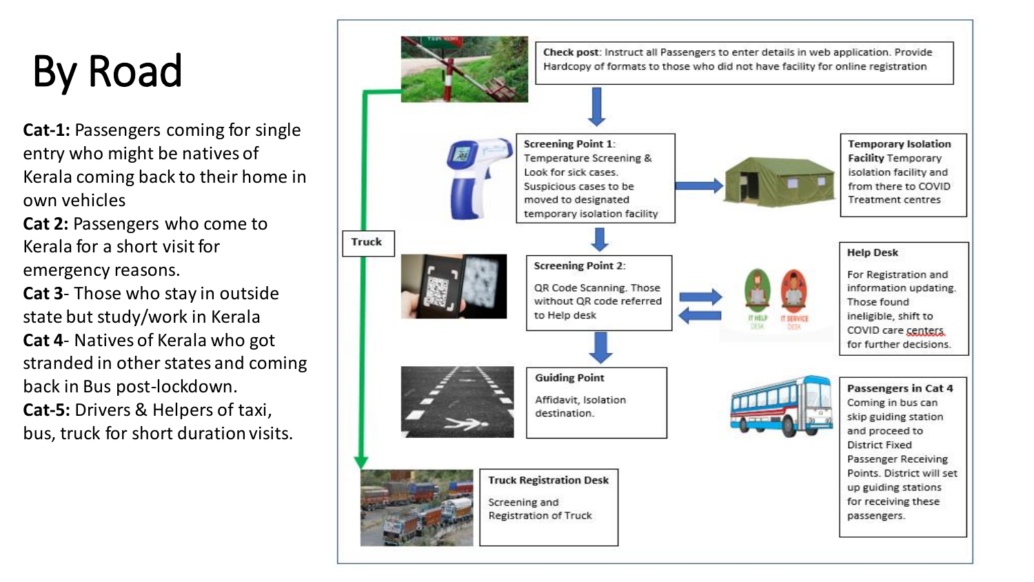# By Road

**Cat-1:** Passengers coming for single entry who might be natives of Kerala coming back to their home in own vehicles

**Cat 2:** Passengers who come to Kerala for a short visit for emergency reasons.

**Cat 3**- Those who stay in outside state but study/work in Kerala

**Cat 4**- Natives of Kerala who got stranded in other states and coming back in Bus post-lockdown.

**Cat-5:** Drivers & Helpers of taxi, bus, truck for short duration visits.

**Check post**: Instruct all Passengers to enter details in web application. Provide Hardcopy of formats to those who did not have facility for online registration

**Screening Point 1**: Temperature Screening & Look for sick cases. Suspicious cases to be moved to designated temporary isolation facility

**Temporary Isolation Facility** Temporary isolation facility and from there to COVID Treatment centres

Truck

**Screening Point 2**: QR Code Scanning. Those without QR code referred to Help desk

**Help Desk** For Registration and information updating. Those found ineligible, shift to COVID care centers for further decisions.

IT HELP DESK

IT SERVICE DESK

**Guiding Point** Affidavit, Isolation destination.

**Passengers in Cat 4** Coming in bus can skip guiding station and proceed to District Fixed Passenger Receiving Points. District will set up guiding stations for receiving these passengers.

**Truck Registration Desk** Screening and Registration of Truck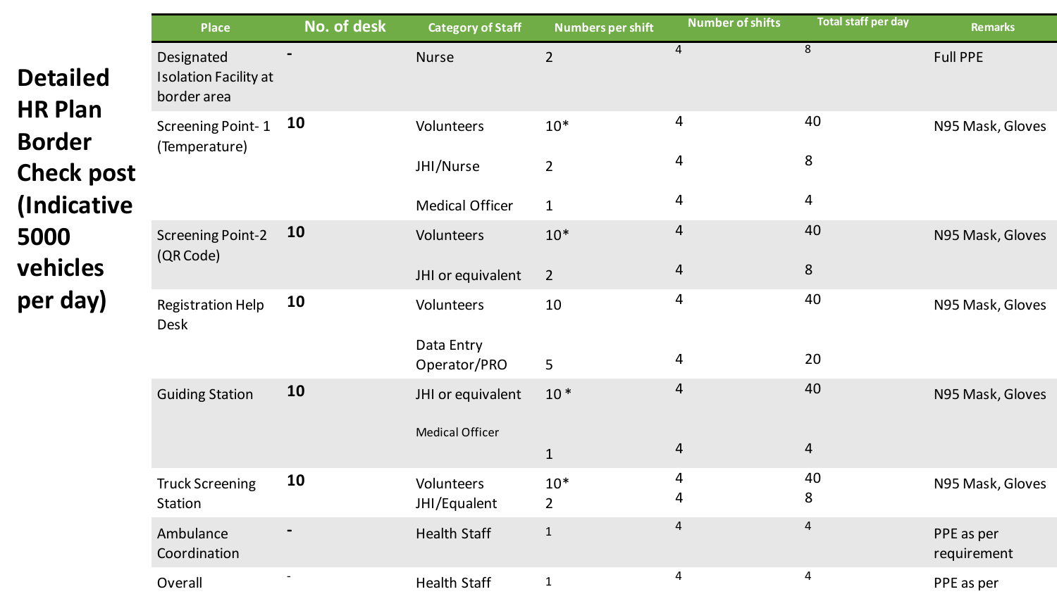# Detailed HR Plan Border Check post (Indicative 5000 vehicles per day)

| Place | No. of desk | Category of Staff | Numbers per shift | Number of shifts | Total staff per day | Remarks |
|---|---|---|---|---|---|---|
| Designated Isolation Facility at border area | - | Nurse | 2 | 4 | 8 | Full PPE |
| Screening Point- 1 (Temperature) | 10 | Volunteers | 10* | 4 | 40 | N95 Mask, Gloves |
| | | JHI/Nurse | 2 | 4 | 8 | |
| | | Medical Officer | 1 | 4 | 4 | |
| Screening Point-2 (QR Code) | 10 | Volunteers | 10* | 4 | 40 | N95 Mask, Gloves |
| | | JHI or equivalent | 2 | 4 | 8 | |
| Registration Help Desk | 10 | Volunteers | 10 | 4 | 40 | N95 Mask, Gloves |
| | | Data Entry Operator/PRO | 5 | 4 | 20 | |
| Guiding Station | 10 | JHI or equivalent | 10 * | 4 | 40 | N95 Mask, Gloves |
| | | Medical Officer | 1 | 4 | 4 | |
| Truck Screening Station | 10 | Volunteers | 10* | 4 | 40 | N95 Mask, Gloves |
| | | JHI/Equalent | 2 | 4 | 8 | |
| Ambulance Coordination | - | Health Staff | 1 | 4 | 4 | PPE as per requirement |
| Overall | - | Health Staff | 1 | 4 | 4 | PPE as per |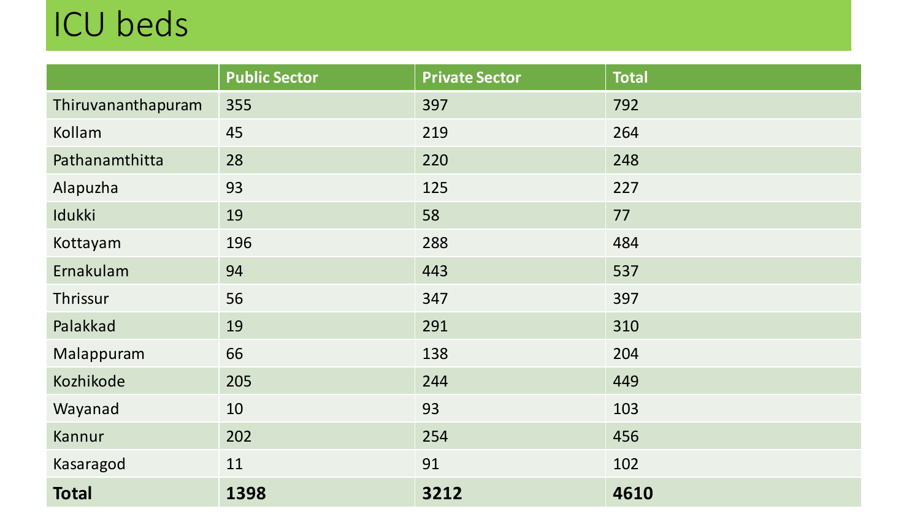# ICU beds

| | Public Sector | Private Sector | Total |
|---|---|---|---|
| Thiruvananthapuram | 355 | 397 | 792 |
| Kollam | 45 | 219 | 264 |
| Pathanamthitta | 28 | 220 | 248 |
| Alapuzha | 93 | 125 | 227 |
| Idukki | 19 | 58 | 77 |
| Kottayam | 196 | 288 | 484 |
| Ernakulam | 94 | 443 | 537 |
| Thrissur | 56 | 347 | 397 |
| Palakkad | 19 | 291 | 310 |
| Malappuram | 66 | 138 | 204 |
| Kozhikode | 205 | 244 | 449 |
| Wayanad | 10 | 93 | 103 |
| Kannur | 202 | 254 | 456 |
| Kasaragod | 11 | 91 | 102 |
| **Total** | **1398** | **3212** | **4610** |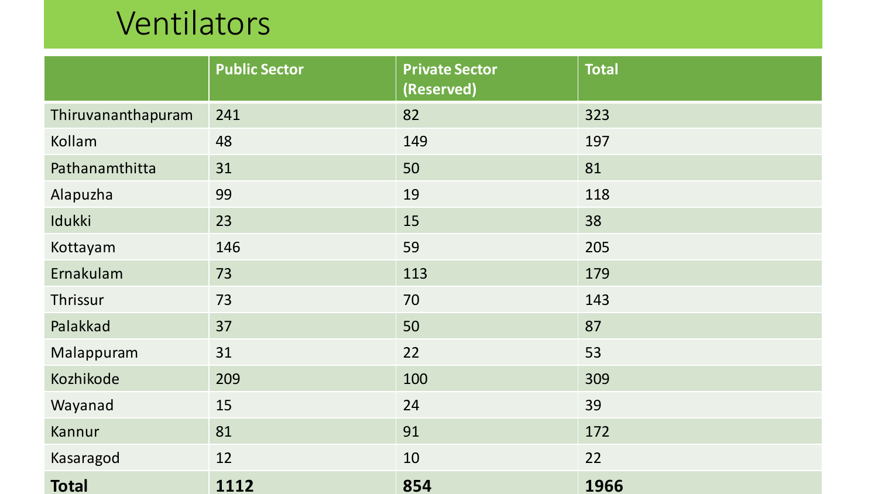# Ventilators

| | Public Sector | Private Sector (Reserved) | Total |
|---|---|---|---|
| Thiruvananthapuram | 241 | 82 | 323 |
| Kollam | 48 | 149 | 197 |
| Pathanamthitta | 31 | 50 | 81 |
| Alapuzha | 99 | 19 | 118 |
| Idukki | 23 | 15 | 38 |
| Kottayam | 146 | 59 | 205 |
| Ernakulam | 73 | 113 | 179 |
| Thrissur | 73 | 70 | 143 |
| Palakkad | 37 | 50 | 87 |
| Malappuram | 31 | 22 | 53 |
| Kozhikode | 209 | 100 | 309 |
| Wayanad | 15 | 24 | 39 |
| Kannur | 81 | 91 | 172 |
| Kasaragod | 12 | 10 | 22 |
| **Total** | **1112** | **854** | **1966** |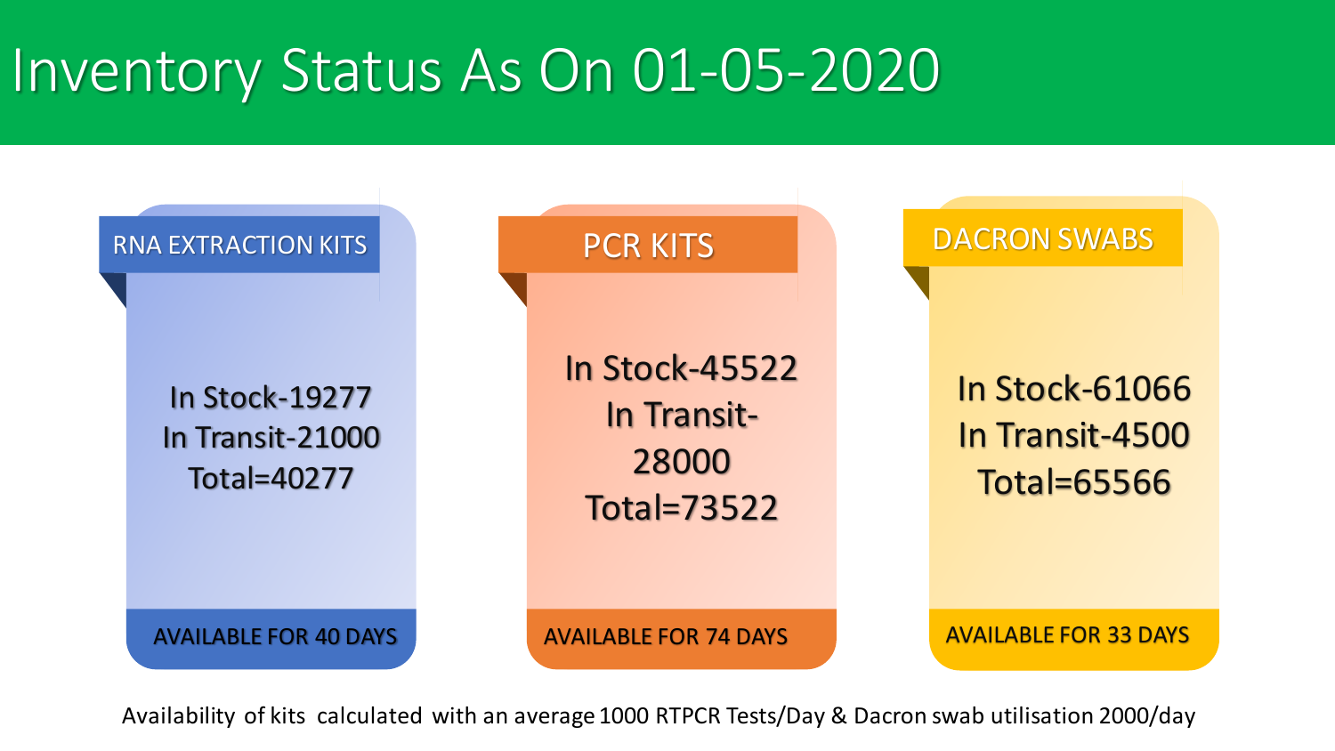# Inventory Status As On 01-05-2020

## RNA EXTRACTION KITS

In Stock-19277
In Transit-21000
Total=40277

AVAILABLE FOR 40 DAYS

## PCR KITS

In Stock-45522
In Transit-28000
Total=73522

AVAILABLE FOR 74 DAYS

## DACRON SWABS

In Stock-61066
In Transit-4500
Total=65566

AVAILABLE FOR 33 DAYS

Availability of kits calculated with an average 1000 RTPCR Tests/Day & Dacron swab utilisation 2000/day